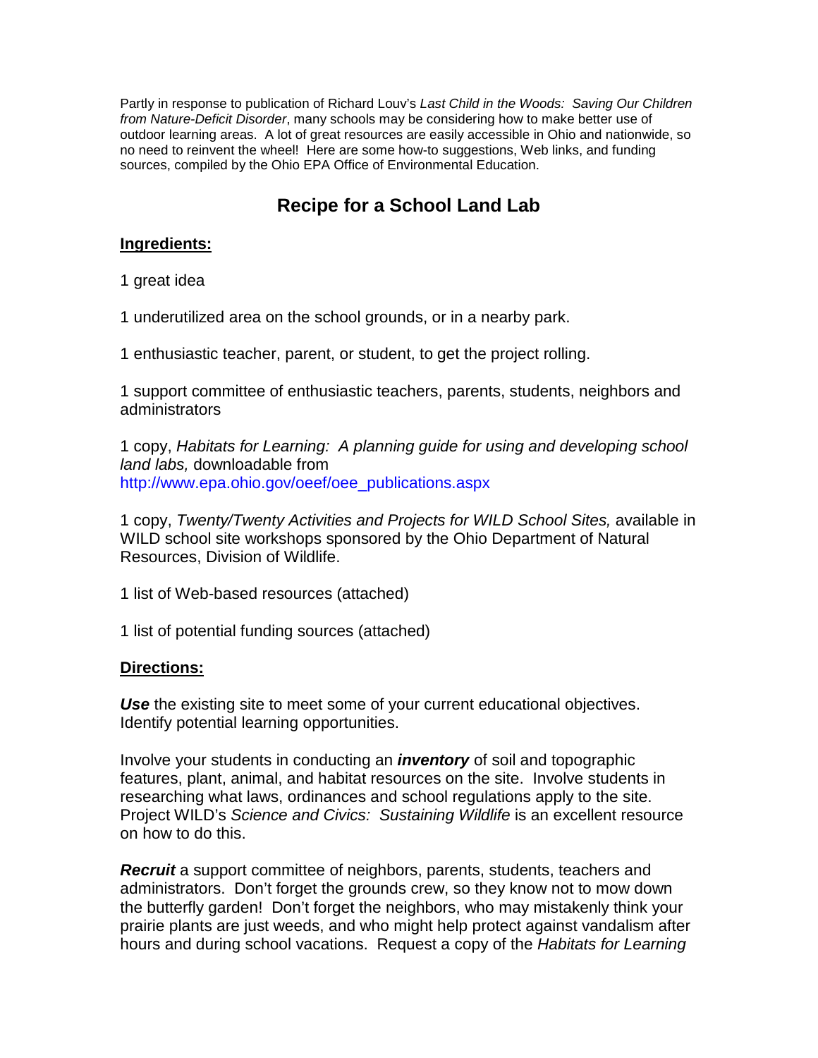Partly in response to publication of Richard Louv's *Last Child in the Woods: Saving Our Children from Nature-Deficit Disorder*, many schools may be considering how to make better use of outdoor learning areas. A lot of great resources are easily accessible in Ohio and nationwide, so no need to reinvent the wheel! Here are some how-to suggestions, Web links, and funding sources, compiled by the Ohio EPA Office of Environmental Education.

# Recipe for a School Land Lab

## Ingredients:

1 great idea

1 underutilized area on the school grounds, or in a nearby park.

1 enthusiastic teacher, parent, or student, to get the project rolling.

1 support committee of enthusiastic teachers, parents, students, neighbors and administrators

1 copy, *Habitats for Learning: A planning guide for using and developing school land labs,* downloadable from http://www.epa.ohio.gov/oeef/oee_publications.aspx

1 copy, *Twenty/Twenty Activities and Projects for WILD School Sites,* available in WILD school site workshops sponsored by the Ohio Department of Natural Resources, Division of Wildlife.

1 list of Web-based resources (attached)

1 list of potential funding sources (attached)

## Directions:

***Use*** the existing site to meet some of your current educational objectives. Identify potential learning opportunities.

Involve your students in conducting an ***inventory*** of soil and topographic features, plant, animal, and habitat resources on the site. Involve students in researching what laws, ordinances and school regulations apply to the site. Project WILD's *Science and Civics: Sustaining Wildlife* is an excellent resource on how to do this.

***Recruit*** a support committee of neighbors, parents, students, teachers and administrators. Don't forget the grounds crew, so they know not to mow down the butterfly garden! Don't forget the neighbors, who may mistakenly think your prairie plants are just weeds, and who might help protect against vandalism after hours and during school vacations. Request a copy of the *Habitats for Learning*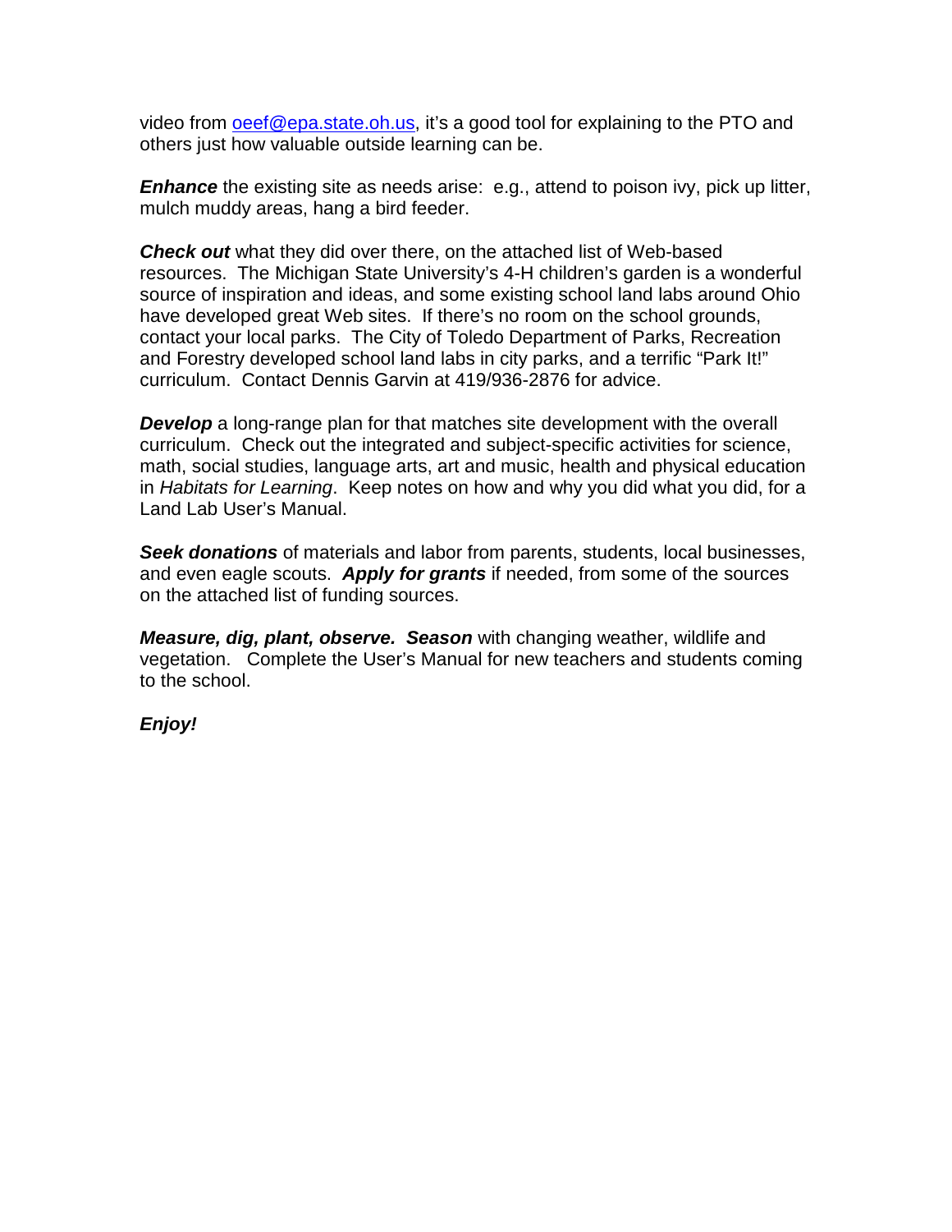video from oeef@epa.state.oh.us, it's a good tool for explaining to the PTO and others just how valuable outside learning can be.

***Enhance*** the existing site as needs arise: e.g., attend to poison ivy, pick up litter, mulch muddy areas, hang a bird feeder.

***Check out*** what they did over there, on the attached list of Web-based resources. The Michigan State University's 4-H children's garden is a wonderful source of inspiration and ideas, and some existing school land labs around Ohio have developed great Web sites. If there's no room on the school grounds, contact your local parks. The City of Toledo Department of Parks, Recreation and Forestry developed school land labs in city parks, and a terrific "Park It!" curriculum. Contact Dennis Garvin at 419/936-2876 for advice.

***Develop*** a long-range plan for that matches site development with the overall curriculum. Check out the integrated and subject-specific activities for science, math, social studies, language arts, art and music, health and physical education in *Habitats for Learning*. Keep notes on how and why you did what you did, for a Land Lab User's Manual.

***Seek donations*** of materials and labor from parents, students, local businesses, and even eagle scouts. ***Apply for grants*** if needed, from some of the sources on the attached list of funding sources.

***Measure, dig, plant, observe. Season*** with changing weather, wildlife and vegetation. Complete the User's Manual for new teachers and students coming to the school.

***Enjoy!***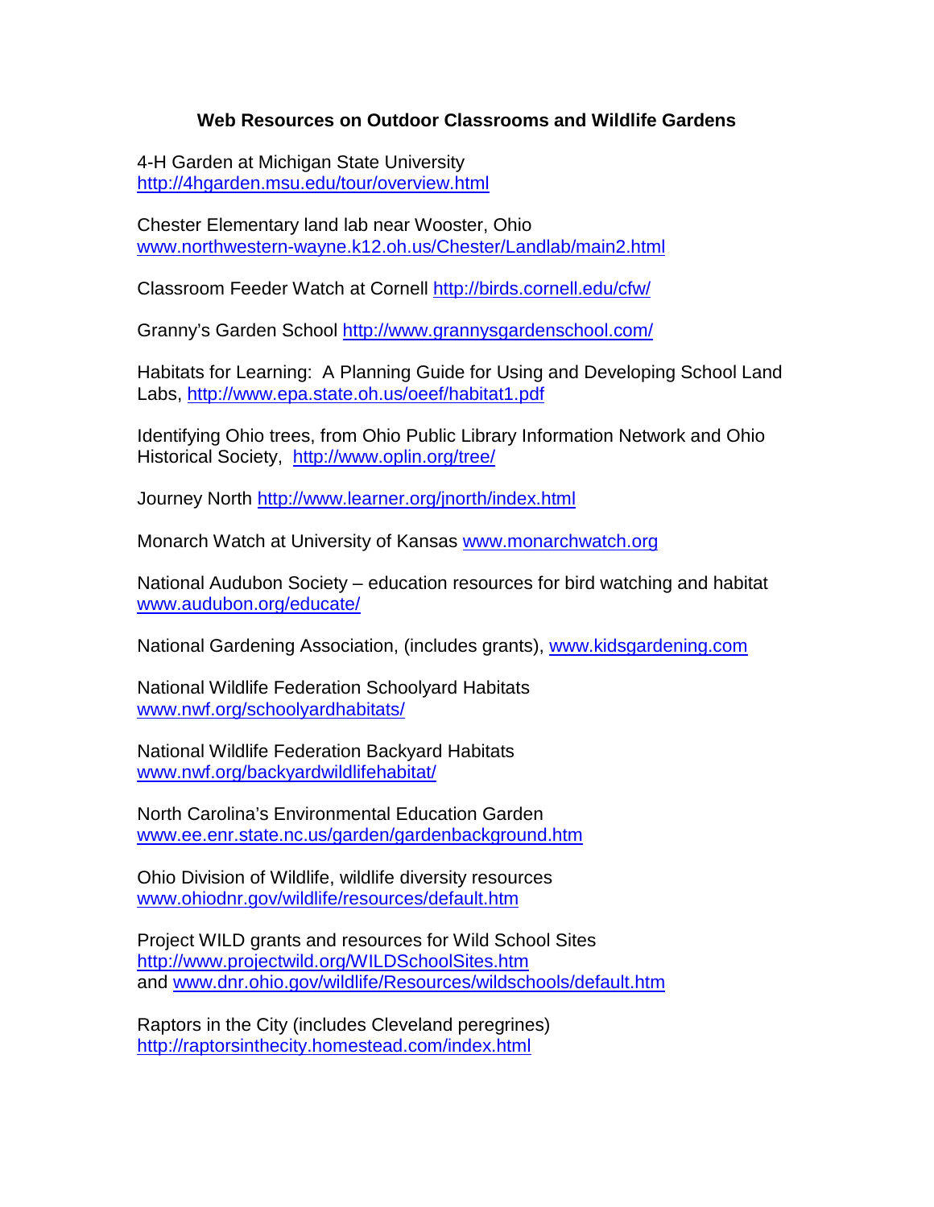## Web Resources on Outdoor Classrooms and Wildlife Gardens

4-H Garden at Michigan State University
http://4hgarden.msu.edu/tour/overview.html

Chester Elementary land lab near Wooster, Ohio
www.northwestern-wayne.k12.oh.us/Chester/Landlab/main2.html

Classroom Feeder Watch at Cornell http://birds.cornell.edu/cfw/

Granny's Garden School http://www.grannysgardenschool.com/

Habitats for Learning: A Planning Guide for Using and Developing School Land Labs, http://www.epa.state.oh.us/oeef/habitat1.pdf

Identifying Ohio trees, from Ohio Public Library Information Network and Ohio Historical Society, http://www.oplin.org/tree/

Journey North http://www.learner.org/jnorth/index.html

Monarch Watch at University of Kansas www.monarchwatch.org

National Audubon Society – education resources for bird watching and habitat
www.audubon.org/educate/

National Gardening Association, (includes grants), www.kidsgardening.com

National Wildlife Federation Schoolyard Habitats
www.nwf.org/schoolyardhabitats/

National Wildlife Federation Backyard Habitats
www.nwf.org/backyardwildlifehabitat/

North Carolina's Environmental Education Garden
www.ee.enr.state.nc.us/garden/gardenbackground.htm

Ohio Division of Wildlife, wildlife diversity resources
www.ohiodnr.gov/wildlife/resources/default.htm

Project WILD grants and resources for Wild School Sites
http://www.projectwild.org/WILDSchoolSites.htm
and www.dnr.ohio.gov/wildlife/Resources/wildschools/default.htm

Raptors in the City (includes Cleveland peregrines)
http://raptorsinthecity.homestead.com/index.html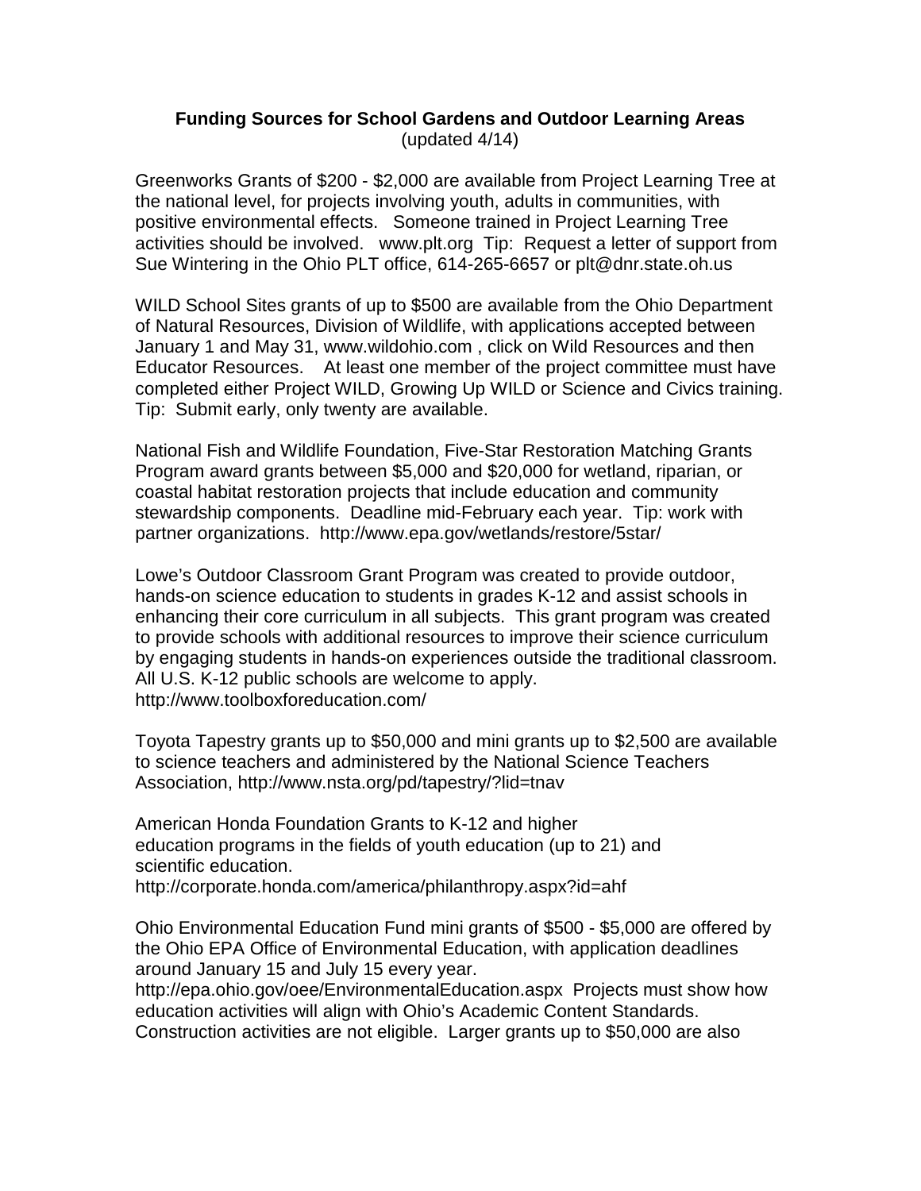**Funding Sources for School Gardens and Outdoor Learning Areas**
(updated 4/14)

Greenworks Grants of $200 - $2,000 are available from Project Learning Tree at the national level, for projects involving youth, adults in communities, with positive environmental effects. Someone trained in Project Learning Tree activities should be involved. www.plt.org Tip: Request a letter of support from Sue Wintering in the Ohio PLT office, 614-265-6657 or plt@dnr.state.oh.us

WILD School Sites grants of up to $500 are available from the Ohio Department of Natural Resources, Division of Wildlife, with applications accepted between January 1 and May 31, www.wildohio.com , click on Wild Resources and then Educator Resources. At least one member of the project committee must have completed either Project WILD, Growing Up WILD or Science and Civics training. Tip: Submit early, only twenty are available.

National Fish and Wildlife Foundation, Five-Star Restoration Matching Grants Program award grants between $5,000 and $20,000 for wetland, riparian, or coastal habitat restoration projects that include education and community stewardship components. Deadline mid-February each year. Tip: work with partner organizations. http://www.epa.gov/wetlands/restore/5star/

Lowe's Outdoor Classroom Grant Program was created to provide outdoor, hands-on science education to students in grades K-12 and assist schools in enhancing their core curriculum in all subjects. This grant program was created to provide schools with additional resources to improve their science curriculum by engaging students in hands-on experiences outside the traditional classroom. All U.S. K-12 public schools are welcome to apply.
http://www.toolboxforeducation.com/

Toyota Tapestry grants up to $50,000 and mini grants up to $2,500 are available to science teachers and administered by the National Science Teachers Association, http://www.nsta.org/pd/tapestry/?lid=tnav

American Honda Foundation Grants to K-12 and higher education programs in the fields of youth education (up to 21) and scientific education.
http://corporate.honda.com/america/philanthropy.aspx?id=ahf

Ohio Environmental Education Fund mini grants of $500 - $5,000 are offered by the Ohio EPA Office of Environmental Education, with application deadlines around January 15 and July 15 every year.
http://epa.ohio.gov/oee/EnvironmentalEducation.aspx Projects must show how education activities will align with Ohio's Academic Content Standards. Construction activities are not eligible. Larger grants up to $50,000 are also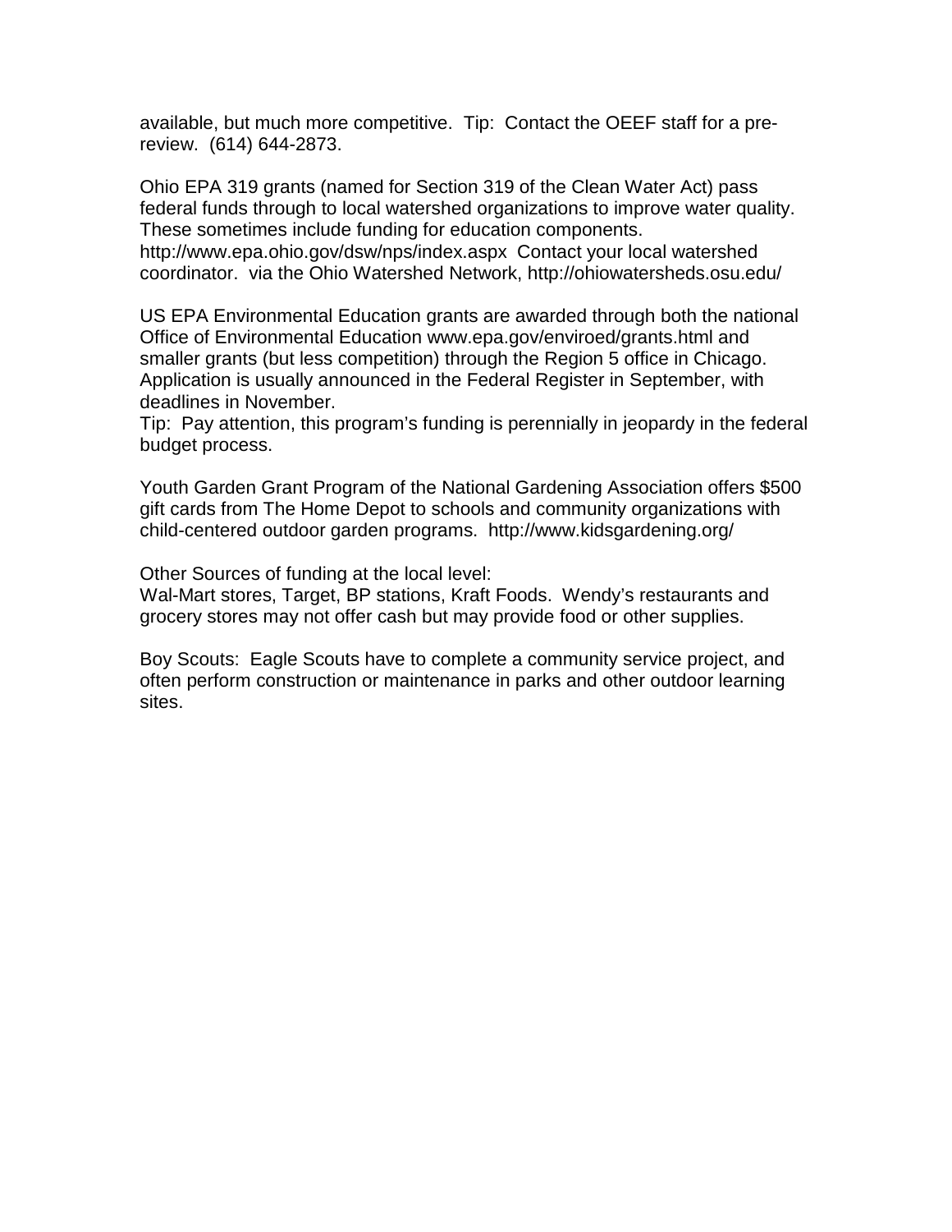available, but much more competitive. Tip: Contact the OEEF staff for a pre-review. (614) 644-2873.

Ohio EPA 319 grants (named for Section 319 of the Clean Water Act) pass federal funds through to local watershed organizations to improve water quality. These sometimes include funding for education components. http://www.epa.ohio.gov/dsw/nps/index.aspx Contact your local watershed coordinator. via the Ohio Watershed Network, http://ohiowatersheds.osu.edu/

US EPA Environmental Education grants are awarded through both the national Office of Environmental Education www.epa.gov/enviroed/grants.html and smaller grants (but less competition) through the Region 5 office in Chicago. Application is usually announced in the Federal Register in September, with deadlines in November.
Tip: Pay attention, this program's funding is perennially in jeopardy in the federal budget process.

Youth Garden Grant Program of the National Gardening Association offers $500 gift cards from The Home Depot to schools and community organizations with child-centered outdoor garden programs. http://www.kidsgardening.org/

Other Sources of funding at the local level:
Wal-Mart stores, Target, BP stations, Kraft Foods. Wendy's restaurants and grocery stores may not offer cash but may provide food or other supplies.

Boy Scouts: Eagle Scouts have to complete a community service project, and often perform construction or maintenance in parks and other outdoor learning sites.